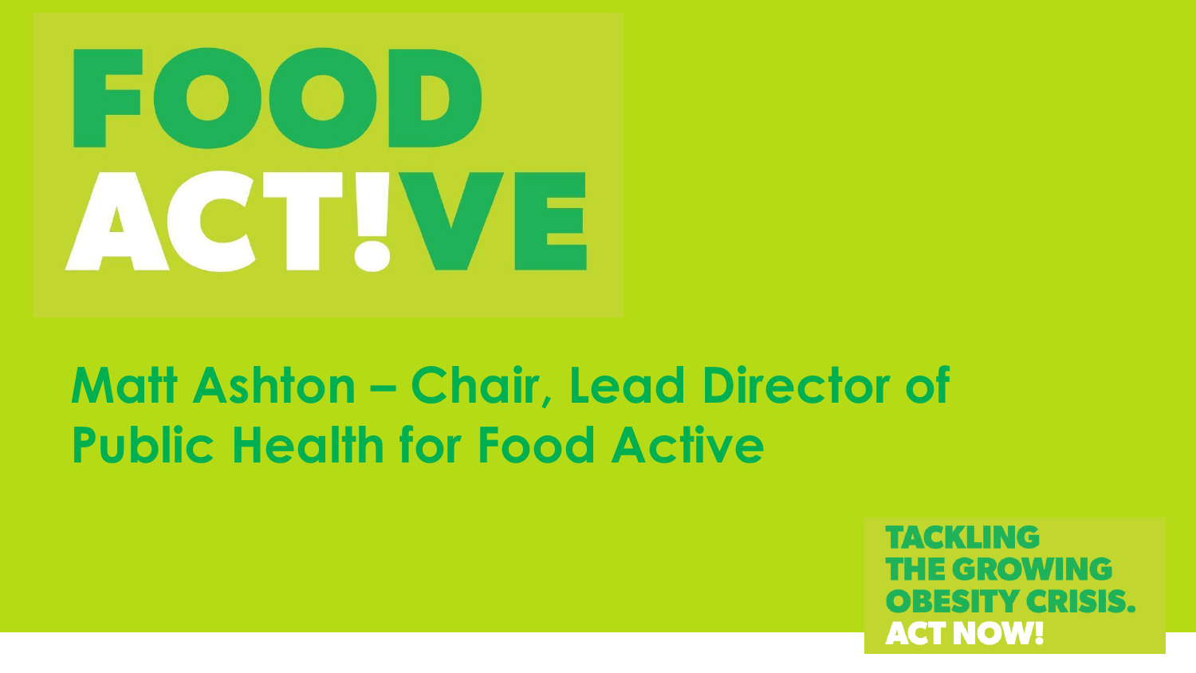# FOOD ACT!VE

## Matt Ashton – Chair, Lead Director of Public Health for Food Active

TACKLING THE GROWING OBESITY CRISIS. ACT NOW!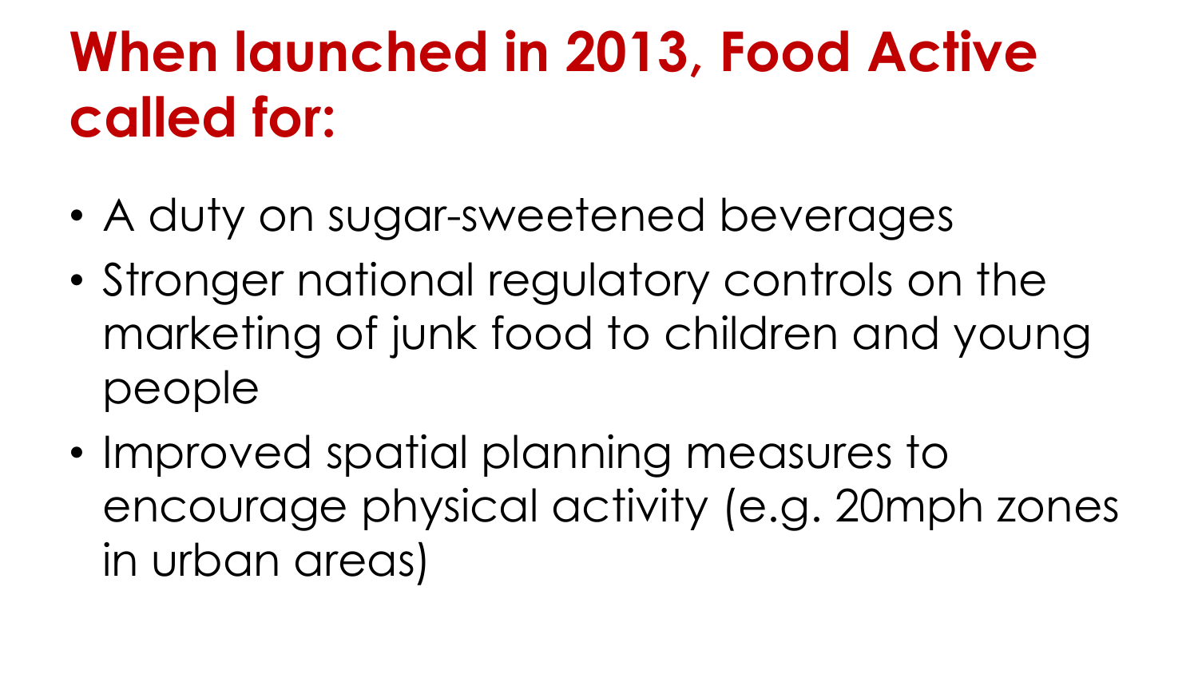# When launched in 2013, Food Active called for:

- A duty on sugar-sweetened beverages
- Stronger national regulatory controls on the marketing of junk food to children and young people
- Improved spatial planning measures to encourage physical activity (e.g. 20mph zones in urban areas)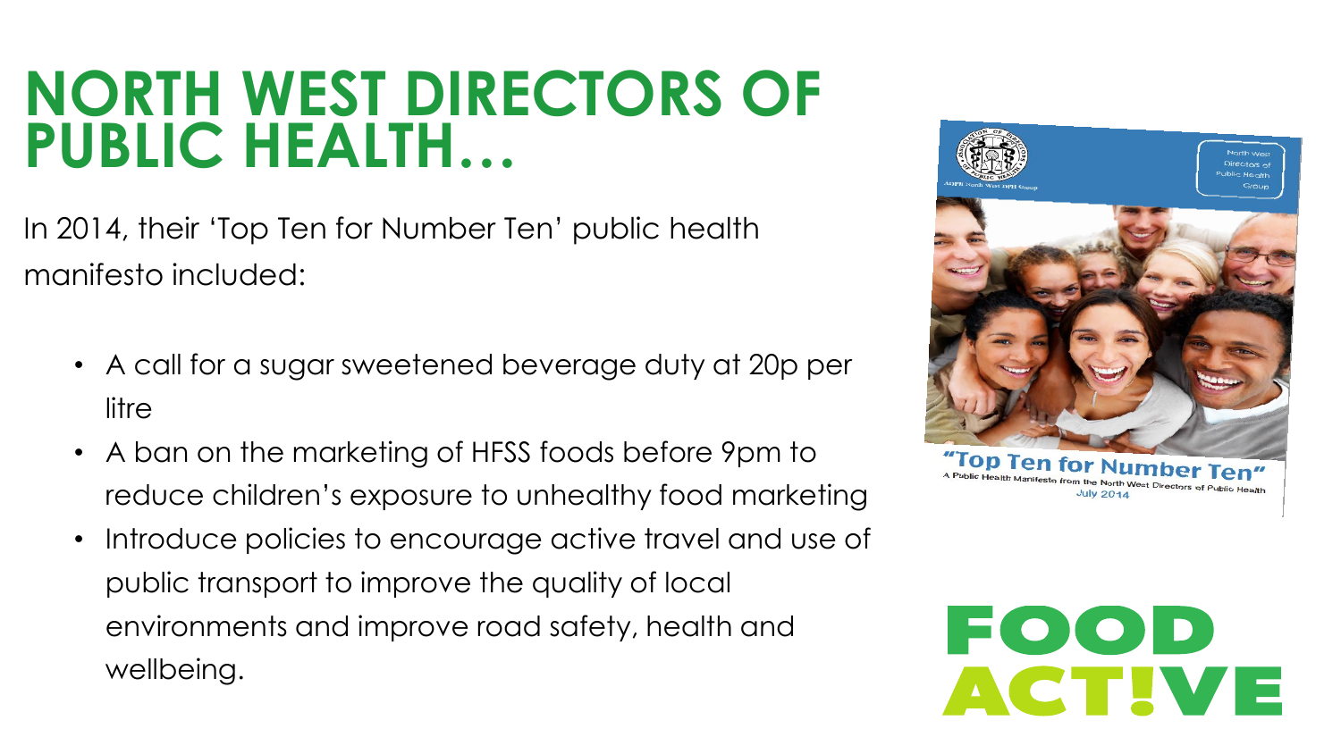# NORTH WEST DIRECTORS OF PUBLIC HEALTH…

In 2014, their 'Top Ten for Number Ten' public health manifesto included:

- A call for a sugar sweetened beverage duty at 20p per litre
- A ban on the marketing of HFSS foods before 9pm to reduce children's exposure to unhealthy food marketing
- Introduce policies to encourage active travel and use of public transport to improve the quality of local environments and improve road safety, health and wellbeing.

"Top Ten for Number Ten"
A Public Health Manifesto from the North West Directors of Public Health
July 2014

FOOD ACT!VE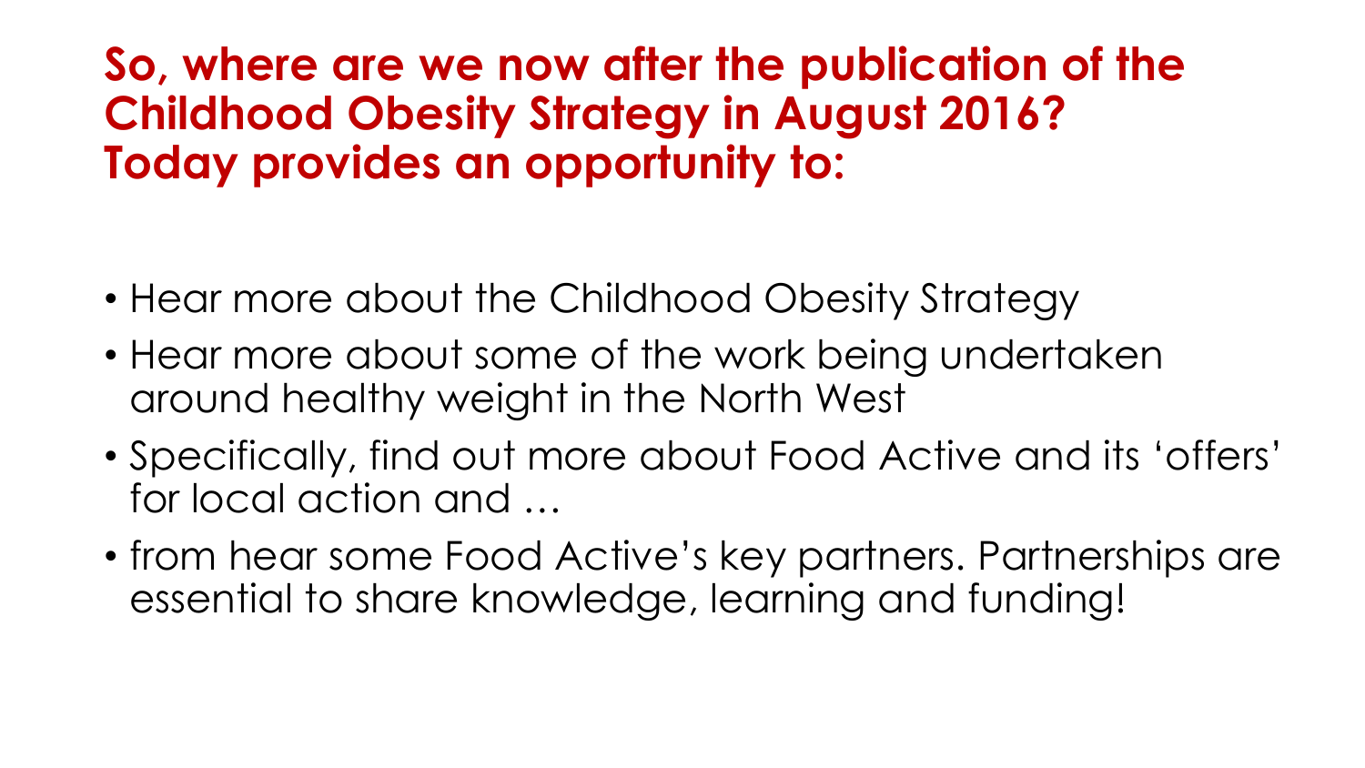## So, where are we now after the publication of the Childhood Obesity Strategy in August 2016? Today provides an opportunity to:

- Hear more about the Childhood Obesity Strategy
- Hear more about some of the work being undertaken around healthy weight in the North West
- Specifically, find out more about Food Active and its 'offers' for local action and …
- from hear some Food Active's key partners. Partnerships are essential to share knowledge, learning and funding!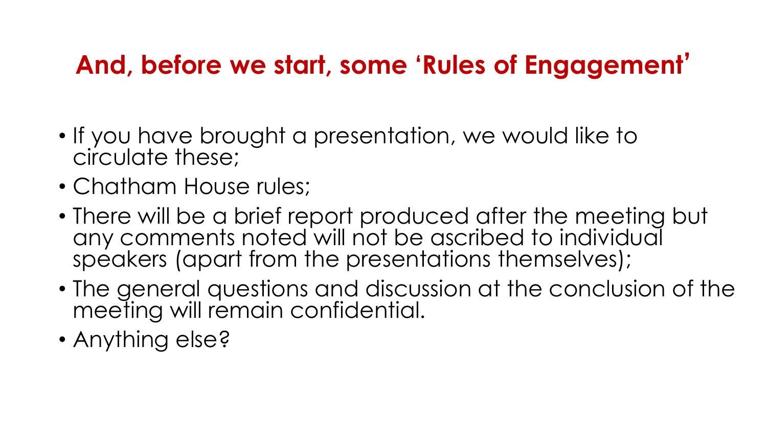## And, before we start, some ‘Rules of Engagement’

- If you have brought a presentation, we would like to circulate these;
- Chatham House rules;
- There will be a brief report produced after the meeting but any comments noted will not be ascribed to individual speakers (apart from the presentations themselves);
- The general questions and discussion at the conclusion of the meeting will remain confidential.
- Anything else?